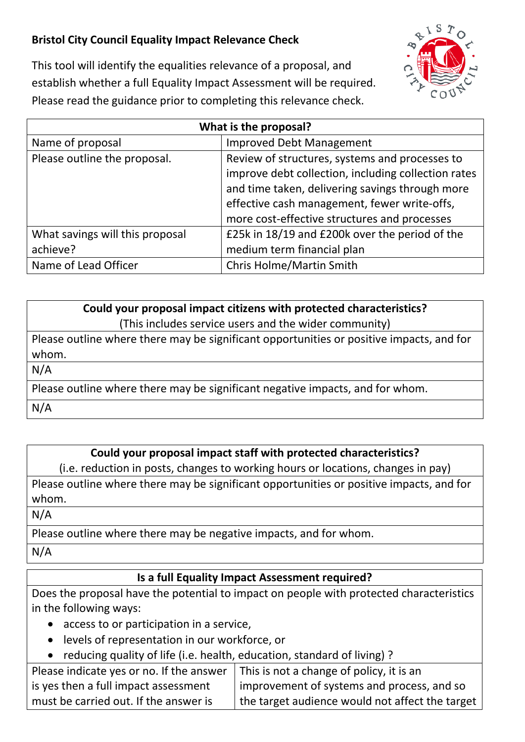# Bristol City Council Equality Impact Relevance Check

This tool will identify the equalities relevance of a proposal, and establish whether a full Equality Impact Assessment will be required. Please read the guidance prior to completing this relevance check.

| **What is the proposal?** | |
|---|---|
| Name of proposal | Improved Debt Management |
| Please outline the proposal. | Review of structures, systems and processes to improve debt collection, including collection rates and time taken, delivering savings through more effective cash management, fewer write-offs, more cost-effective structures and processes |
| What savings will this proposal achieve? | £25k in 18/19 and £200k over the period of the medium term financial plan |
| Name of Lead Officer | Chris Holme/Martin Smith |

| **Could your proposal impact citizens with protected characteristics?** (This includes service users and the wider community) |
|---|
| Please outline where there may be significant opportunities or positive impacts, and for whom. |
| N/A |
| Please outline where there may be significant negative impacts, and for whom. |
| N/A |

| **Could your proposal impact staff with protected characteristics?** (i.e. reduction in posts, changes to working hours or locations, changes in pay) |
|---|
| Please outline where there may be significant opportunities or positive impacts, and for whom. |
| N/A |
| Please outline where there may be negative impacts, and for whom. |
| N/A |

| **Is a full Equality Impact Assessment required?** | |
|---|---|
| Does the proposal have the potential to impact on people with protected characteristics in the following ways:<br>• access to or participation in a service,<br>• levels of representation in our workforce, or<br>• reducing quality of life (i.e. health, education, standard of living) ? | |
| Please indicate yes or no. If the answer is yes then a full impact assessment must be carried out. If the answer is | This is not a change of policy, it is an improvement of systems and process, and so the target audience would not affect the target |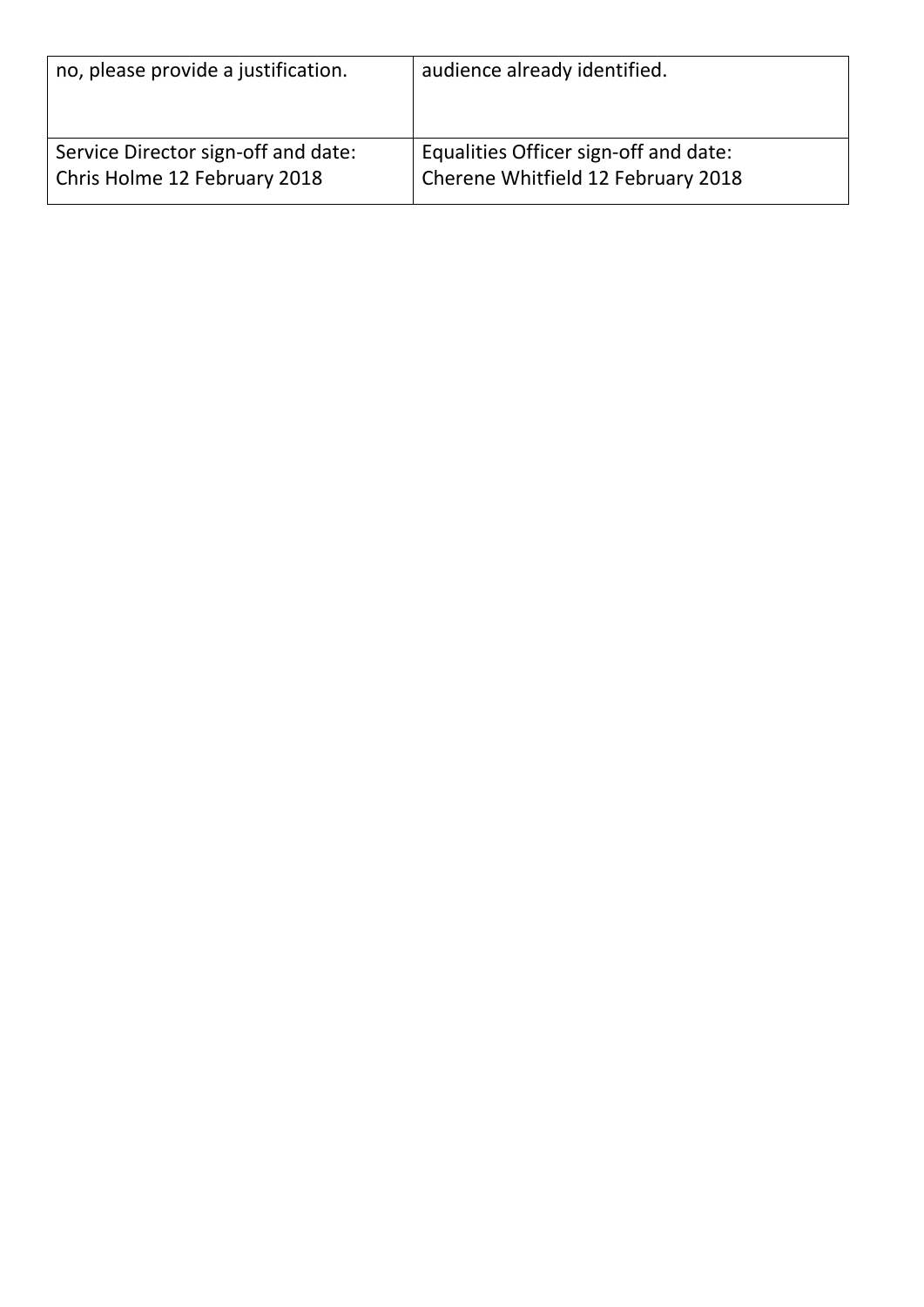| | |
|---|---|
| no, please provide a justification. | audience already identified. |
| Service Director sign-off and date: Chris Holme 12 February 2018 | Equalities Officer sign-off and date: Cherene Whitfield 12 February 2018 |